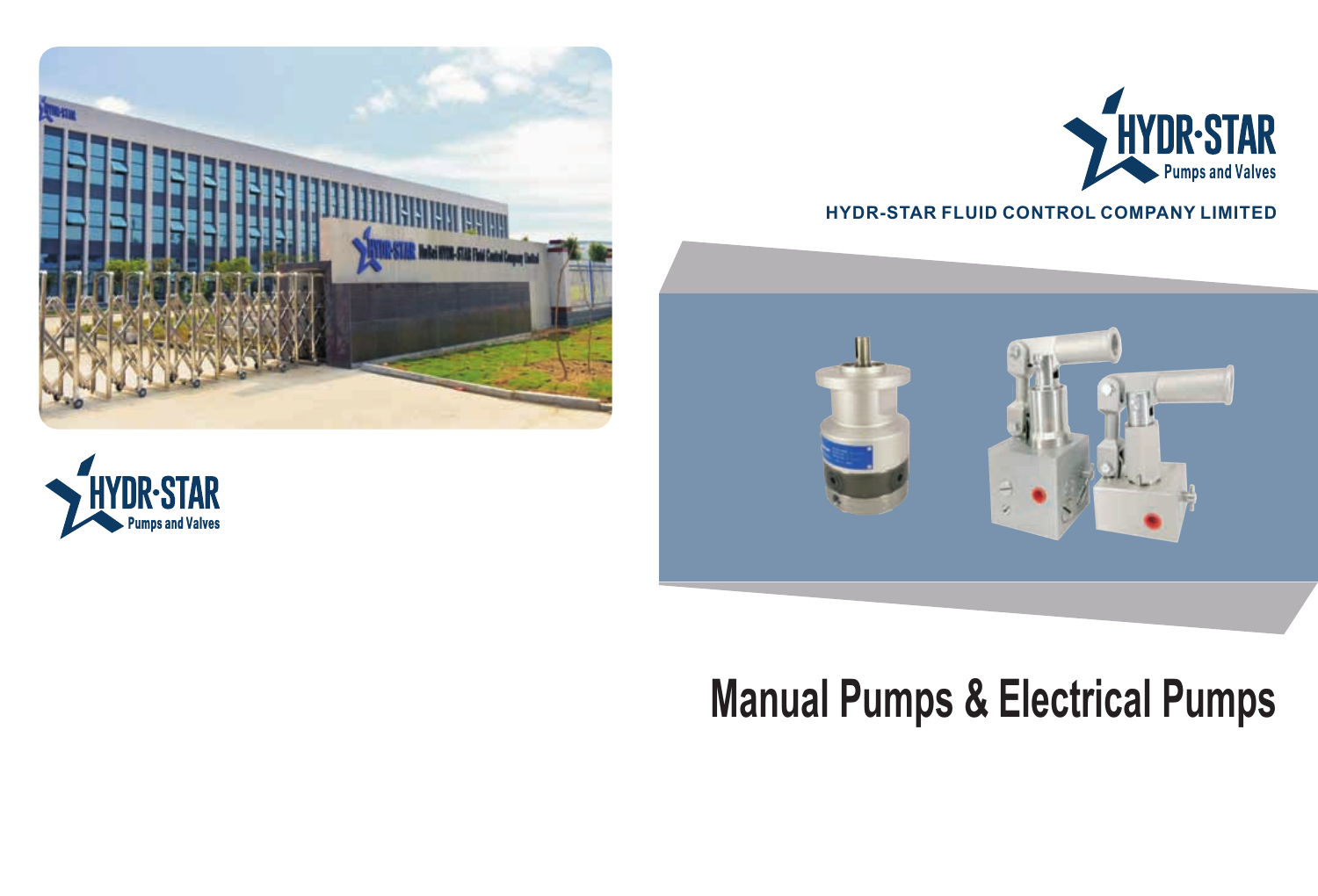HYDR·STAR

Pumps and Valves

HYDR-STAR FLUID CONTROL COMPANY LIMITED

# Manual Pumps & Electrical Pumps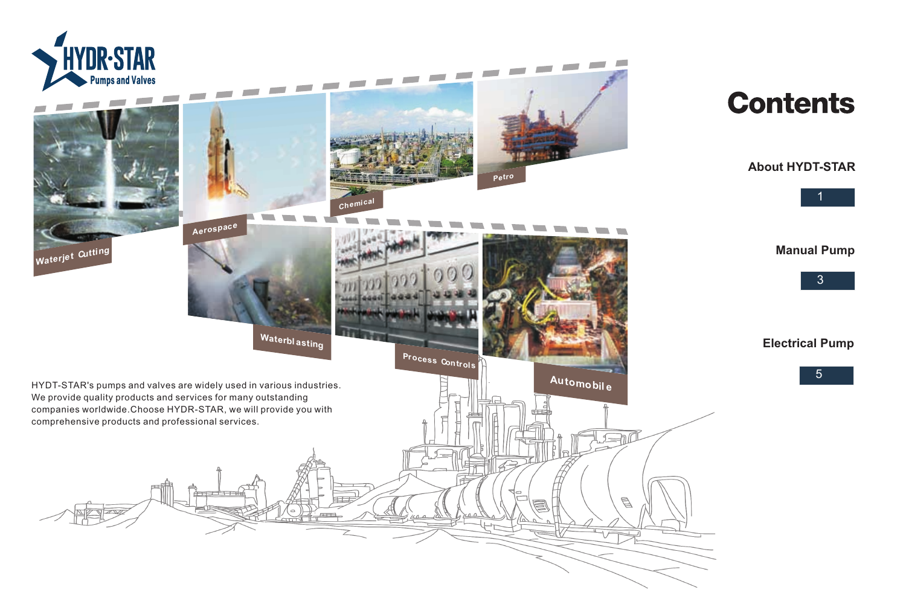HYDR-STAR
Pumps and Valves

Waterjet Cutting

Aerospace

Chemical

Petro

Waterblasting

Process Controls

Automobile

HYDT-STAR's pumps and valves are widely used in various industries. We provide quality products and services for many outstanding companies worldwide.Choose HYDR-STAR, we will provide you with comprehensive products and professional services.

# Contents

**About HYDT-STAR**

1

**Manual Pump**

3

**Electrical Pump**

5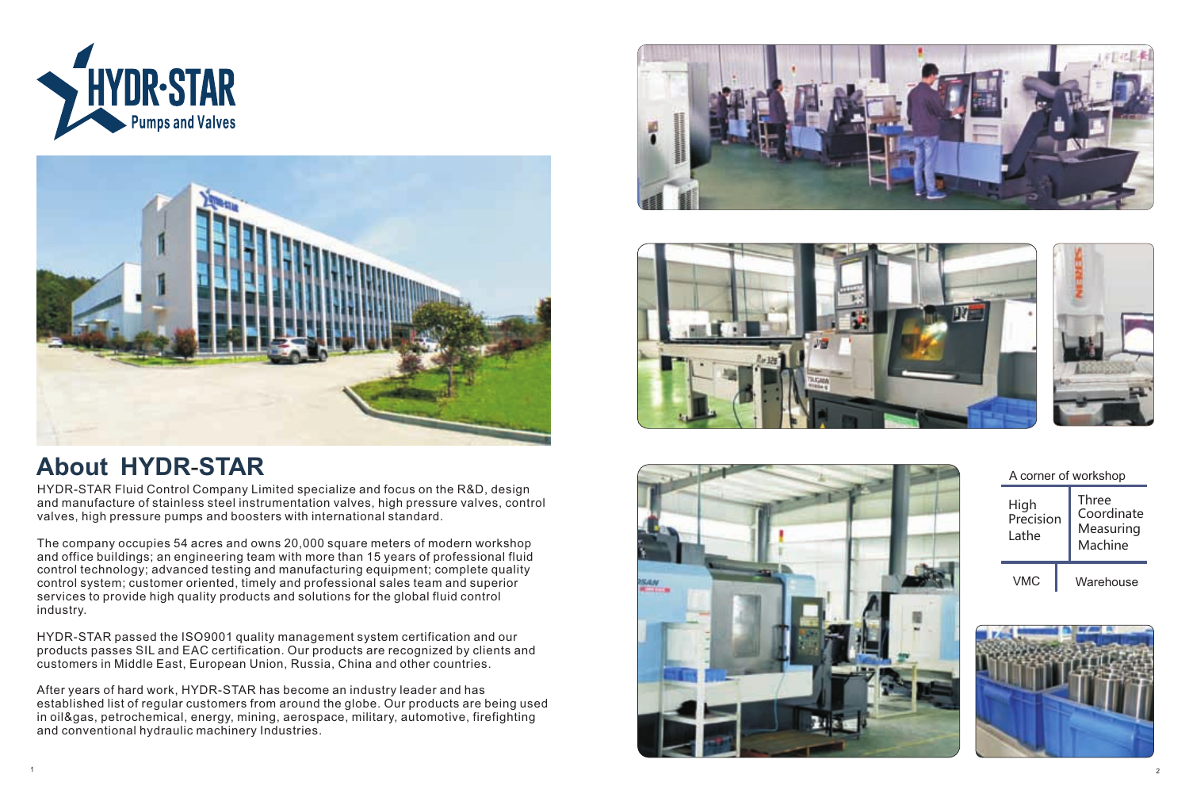# About HYDR-STAR

HYDR-STAR Fluid Control Company Limited specialize and focus on the R&D, design and manufacture of stainless steel instrumentation valves, high pressure valves, control valves, high pressure pumps and boosters with international standard.

The company occupies 54 acres and owns 20,000 square meters of modern workshop and office buildings; an engineering team with more than 15 years of professional fluid control technology; advanced testing and manufacturing equipment; complete quality control system; customer oriented, timely and professional sales team and superior services to provide high quality products and solutions for the global fluid control industry.

HYDR-STAR passed the ISO9001 quality management system certification and our products passes SIL and EAC certification. Our products are recognized by clients and customers in Middle East, European Union, Russia, China and other countries.

After years of hard work, HYDR-STAR has become an industry leader and has established list of regular customers from around the globe. Our products are being used in oil&gas, petrochemical, energy, mining, aerospace, military, automotive, firefighting and conventional hydraulic machinery Industries.

A corner of workshop

| High Precision Lathe | Three Coordinate Measuring Machine |
|---|---|
| VMC | Warehouse |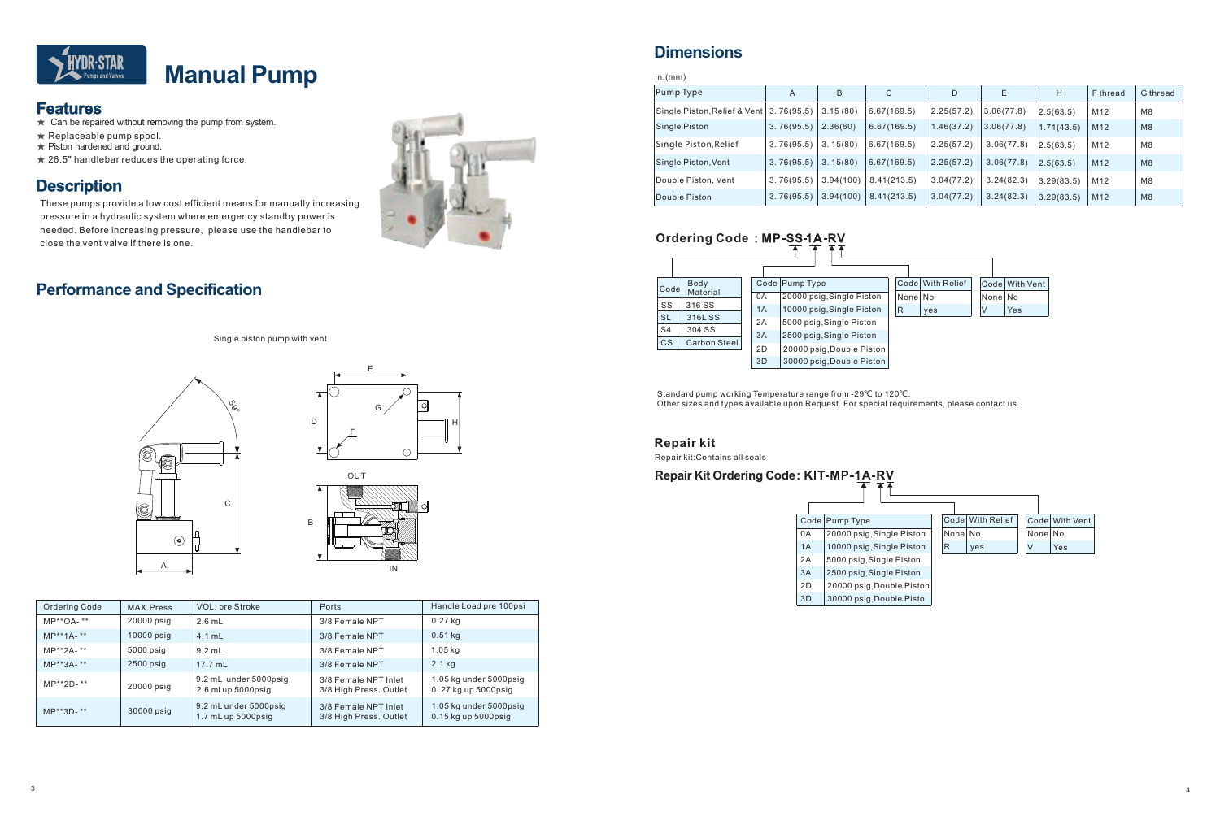# Manual Pump

## Features

- ★ Can be repaired without removing the pump from system.
- ★ Replaceable pump spool.
- ★ Piston hardened and ground.
- ★ 26.5" handlebar reduces the operating force.

## Description

These pumps provide a low cost efficient means for manually increasing pressure in a hydraulic system where emergency standby power is needed. Before increasing pressure, please use the handlebar to close the vent valve if there is one.

## Performance and Specification

Single piston pump with vent

| Ordering Code | MAX.Press. | VOL. pre Stroke | Ports | Handle Load pre 100psi |
|---|---|---|---|---|
| MP**OA-** | 20000 psig | 2.6 mL | 3/8 Female NPT | 0.27 kg |
| MP**1A-** | 10000 psig | 4.1 mL | 3/8 Female NPT | 0.51 kg |
| MP**2A-** | 5000 psig | 9.2 mL | 3/8 Female NPT | 1.05 kg |
| MP**3A-** | 2500 psig | 17.7 mL | 3/8 Female NPT | 2.1 kg |
| MP**2D-** | 20000 psig | 9.2 mL under 5000psig<br>2.6 ml up 5000psig | 3/8 Female NPT Inlet<br>3/8 High Press. Outlet | 1.05 kg under 5000psig<br>0 .27 kg up 5000psig |
| MP**3D-** | 30000 psig | 9.2 mL under 5000psig<br>1.7 mL up 5000psig | 3/8 Female NPT Inlet<br>3/8 High Press. Outlet | 1.05 kg under 5000psig<br>0.15 kg up 5000psig |

## Dimensions

in.(mm)

| Pump Type | A | B | C | D | E | H | F thread | G thread |
|---|---|---|---|---|---|---|---|---|
| Single Piston,Relief & Vent | 3. 76(95.5) | 3.15 (80) | 6.67(169.5) | 2.25(57.2) | 3.06(77.8) | 2.5(63.5) | M12 | M8 |
| Single Piston | 3. 76(95.5) | 2.36(60) | 6.67(169.5) | 1.46(37.2) | 3.06(77.8) | 1.71(43.5) | M12 | M8 |
| Single Piston,Relief | 3. 76(95.5) | 3. 15(80) | 6.67(169.5) | 2.25(57.2) | 3.06(77.8) | 2.5(63.5) | M12 | M8 |
| Single Piston,Vent | 3. 76(95.5) | 3. 15(80) | 6.67(169.5) | 2.25(57.2) | 3.06(77.8) | 2.5(63.5) | M12 | M8 |
| Double Piston, Vent | 3. 76(95.5) | 3.94(100) | 8.41(213.5) | 3.04(77.2) | 3.24(82.3) | 3.29(83.5) | M12 | M8 |
| Double Piston | 3. 76(95.5) | 3.94(100) | 8.41(213.5) | 3.04(77.2) | 3.24(82.3) | 3.29(83.5) | M12 | M8 |

## Ordering Code : MP-SS-1A-RV

| Code | Body Material |
|---|---|
| SS | 316 SS |
| SL | 316L SS |
| S4 | 304 SS |
| CS | Carbon Steel |

| Code | Pump Type |
|---|---|
| 0A | 20000 psig,Single Piston |
| 1A | 10000 psig,Single Piston |
| 2A | 5000 psig,Single Piston |
| 3A | 2500 psig,Single Piston |
| 2D | 20000 psig,Double Piston |
| 3D | 30000 psig,Double Piston |

| Code | With Relief |
|---|---|
| None | No |
| R | yes |

| Code | With Vent |
|---|---|
| None | No |
| V | Yes |

Standard pump working Temperature range from -29℃ to 120℃.
Other sizes and types available upon Request. For special requirements, please contact us.

## Repair kit

Repair kit:Contains all seals

## Repair Kit Ordering Code: KIT-MP-1A-RV

| Code | Pump Type |
|---|---|
| 0A | 20000 psig,Single Piston |
| 1A | 10000 psig,Single Piston |
| 2A | 5000 psig,Single Piston |
| 3A | 2500 psig,Single Piston |
| 2D | 20000 psig,Double Piston |
| 3D | 30000 psig,Double Pisto |

| Code | With Relief |
|---|---|
| None | No |
| R | yes |

| Code | With Vent |
|---|---|
| None | No |
| V | Yes |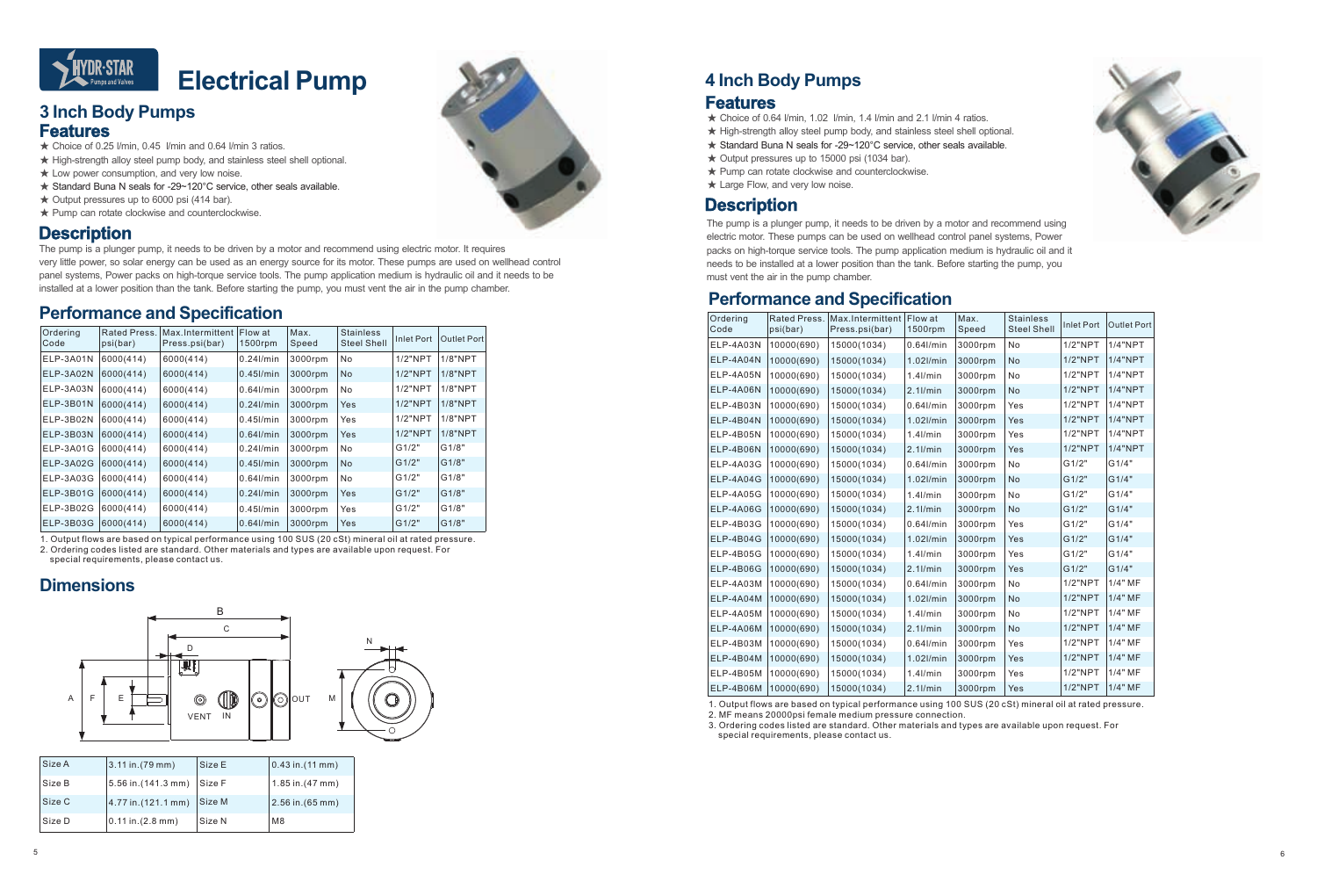# Electrical Pump

## 3 Inch Body Pumps

### Features

- ★ Choice of 0.25 l/min, 0.45 l/min and 0.64 l/min 3 ratios.
- ★ High-strength alloy steel pump body, and stainless steel shell optional.
- ★ Low power consumption, and very low noise.
- ★ Standard Buna N seals for -29~120°C service, other seals available.
- ★ Output pressures up to 6000 psi (414 bar).
- ★ Pump can rotate clockwise and counterclockwise.

### Description

The pump is a plunger pump, it needs to be driven by a motor and recommend using electric motor. It requires very little power, so solar energy can be used as an energy source for its motor. These pumps are used on wellhead control panel systems, Power packs on high-torque service tools. The pump application medium is hydraulic oil and it needs to be installed at a lower position than the tank. Before starting the pump, you must vent the air in the pump chamber.

### Performance and Specification

| Ordering Code | Rated Press. psi(bar) | Max.Intermittent Press.psi(bar) | Flow at 1500rpm | Max. Speed | Stainless Steel Shell | Inlet Port | Outlet Port |
|---|---|---|---|---|---|---|---|
| ELP-3A01N | 6000(414) | 6000(414) | 0.24l/min | 3000rpm | No | 1/2"NPT | 1/8"NPT |
| ELP-3A02N | 6000(414) | 6000(414) | 0.45l/min | 3000rpm | No | 1/2"NPT | 1/8"NPT |
| ELP-3A03N | 6000(414) | 6000(414) | 0.64l/min | 3000rpm | No | 1/2"NPT | 1/8"NPT |
| ELP-3B01N | 6000(414) | 6000(414) | 0.24l/min | 3000rpm | Yes | 1/2"NPT | 1/8"NPT |
| ELP-3B02N | 6000(414) | 6000(414) | 0.45l/min | 3000rpm | Yes | 1/2"NPT | 1/8"NPT |
| ELP-3B03N | 6000(414) | 6000(414) | 0.64l/min | 3000rpm | Yes | 1/2"NPT | 1/8"NPT |
| ELP-3A01G | 6000(414) | 6000(414) | 0.24l/min | 3000rpm | No | G1/2" | G1/8" |
| ELP-3A02G | 6000(414) | 6000(414) | 0.45l/min | 3000rpm | No | G1/2" | G1/8" |
| ELP-3A03G | 6000(414) | 6000(414) | 0.64l/min | 3000rpm | No | G1/2" | G1/8" |
| ELP-3B01G | 6000(414) | 6000(414) | 0.24l/min | 3000rpm | Yes | G1/2" | G1/8" |
| ELP-3B02G | 6000(414) | 6000(414) | 0.45l/min | 3000rpm | Yes | G1/2" | G1/8" |
| ELP-3B03G | 6000(414) | 6000(414) | 0.64l/min | 3000rpm | Yes | G1/2" | G1/8" |

1. Output flows are based on typical performance using 100 SUS (20 cSt) mineral oil at rated pressure.
2. Ordering codes listed are standard. Other materials and types are available upon request. For special requirements, please contact us.

### Dimensions

| Size A | 3.11 in.(79 mm) | Size E | 0.43 in.(11 mm) |
|---|---|---|---|
| Size B | 5.56 in.(141.3 mm) | Size F | 1.85 in.(47 mm) |
| Size C | 4.77 in.(121.1 mm) | Size M | 2.56 in.(65 mm) |
| Size D | 0.11 in.(2.8 mm) | Size N | M8 |

## 4 Inch Body Pumps

### Features

- ★ Choice of 0.64 l/min, 1.02 l/min, 1.4 l/min and 2.1 l/min 4 ratios.
- ★ High-strength alloy steel pump body, and stainless steel shell optional.
- ★ Standard Buna N seals for -29~120°C service, other seals available.
- ★ Output pressures up to 15000 psi (1034 bar).
- ★ Pump can rotate clockwise and counterclockwise.
- ★ Large Flow, and very low noise.

### Description

The pump is a plunger pump, it needs to be driven by a motor and recommend using electric motor. These pumps can be used on wellhead control panel systems, Power packs on high-torque service tools. The pump application medium is hydraulic oil and it needs to be installed at a lower position than the tank. Before starting the pump, you must vent the air in the pump chamber.

### Performance and Specification

| Ordering Code | Rated Press. psi(bar) | Max.Intermittent Press.psi(bar) | Flow at 1500rpm | Max. Speed | Stainless Steel Shell | Inlet Port | Outlet Port |
|---|---|---|---|---|---|---|---|
| ELP-4A03N | 10000(690) | 15000(1034) | 0.64l/min | 3000rpm | No | 1/2"NPT | 1/4"NPT |
| ELP-4A04N | 10000(690) | 15000(1034) | 1.02l/min | 3000rpm | No | 1/2"NPT | 1/4"NPT |
| ELP-4A05N | 10000(690) | 15000(1034) | 1.4l/min | 3000rpm | No | 1/2"NPT | 1/4"NPT |
| ELP-4A06N | 10000(690) | 15000(1034) | 2.1l/min | 3000rpm | No | 1/2"NPT | 1/4"NPT |
| ELP-4B03N | 10000(690) | 15000(1034) | 0.64l/min | 3000rpm | Yes | 1/2"NPT | 1/4"NPT |
| ELP-4B04N | 10000(690) | 15000(1034) | 1.02l/min | 3000rpm | Yes | 1/2"NPT | 1/4"NPT |
| ELP-4B05N | 10000(690) | 15000(1034) | 1.4l/min | 3000rpm | Yes | 1/2"NPT | 1/4"NPT |
| ELP-4B06N | 10000(690) | 15000(1034) | 2.1l/min | 3000rpm | Yes | 1/2"NPT | 1/4"NPT |
| ELP-4A03G | 10000(690) | 15000(1034) | 0.64l/min | 3000rpm | No | G1/2" | G1/4" |
| ELP-4A04G | 10000(690) | 15000(1034) | 1.02l/min | 3000rpm | No | G1/2" | G1/4" |
| ELP-4A05G | 10000(690) | 15000(1034) | 1.4l/min | 3000rpm | No | G1/2" | G1/4" |
| ELP-4A06G | 10000(690) | 15000(1034) | 2.1l/min | 3000rpm | No | G1/2" | G1/4" |
| ELP-4B03G | 10000(690) | 15000(1034) | 0.64l/min | 3000rpm | Yes | G1/2" | G1/4" |
| ELP-4B04G | 10000(690) | 15000(1034) | 1.02l/min | 3000rpm | Yes | G1/2" | G1/4" |
| ELP-4B05G | 10000(690) | 15000(1034) | 1.4l/min | 3000rpm | Yes | G1/2" | G1/4" |
| ELP-4B06G | 10000(690) | 15000(1034) | 2.1l/min | 3000rpm | Yes | G1/2" | G1/4" |
| ELP-4A03M | 10000(690) | 15000(1034) | 0.64l/min | 3000rpm | No | 1/2"NPT | 1/4" MF |
| ELP-4A04M | 10000(690) | 15000(1034) | 1.02l/min | 3000rpm | No | 1/2"NPT | 1/4" MF |
| ELP-4A05M | 10000(690) | 15000(1034) | 1.4l/min | 3000rpm | No | 1/2"NPT | 1/4" MF |
| ELP-4A06M | 10000(690) | 15000(1034) | 2.1l/min | 3000rpm | No | 1/2"NPT | 1/4" MF |
| ELP-4B03M | 10000(690) | 15000(1034) | 0.64l/min | 3000rpm | Yes | 1/2"NPT | 1/4" MF |
| ELP-4B04M | 10000(690) | 15000(1034) | 1.02l/min | 3000rpm | Yes | 1/2"NPT | 1/4" MF |
| ELP-4B05M | 10000(690) | 15000(1034) | 1.4l/min | 3000rpm | Yes | 1/2"NPT | 1/4" MF |
| ELP-4B06M | 10000(690) | 15000(1034) | 2.1l/min | 3000rpm | Yes | 1/2"NPT | 1/4" MF |

1. Output flows are based on typical performance using 100 SUS (20 cSt) mineral oil at rated pressure.
2. MF means 20000psi female medium pressure connection.
3. Ordering codes listed are standard. Other materials and types are available upon request. For special requirements, please contact us.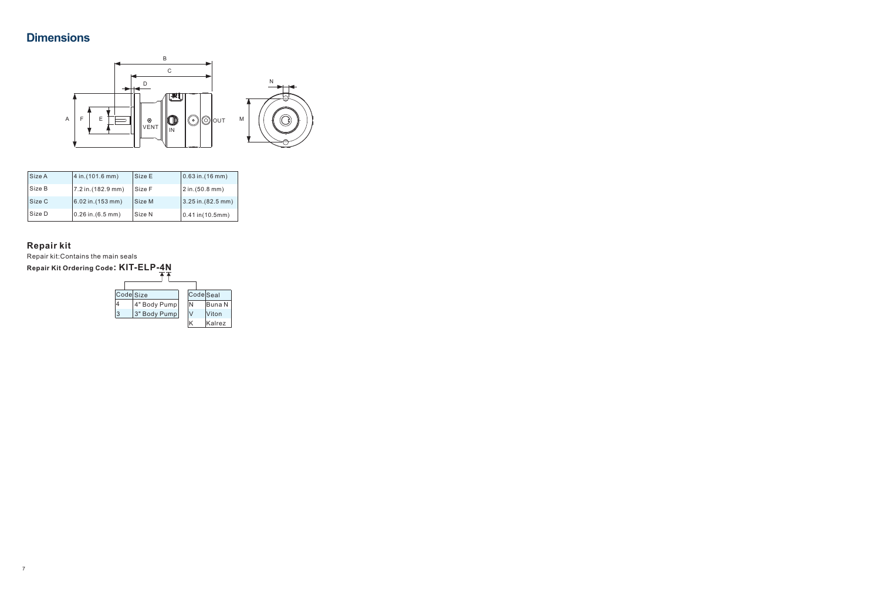## Dimensions

B

C

D

A F E VENT IN OUT M

N

| | | | |
|---|---|---|---|
| Size A | 4 in.(101.6 mm) | Size E | 0.63 in.(16 mm) |
| Size B | 7.2 in.(182.9 mm) | Size F | 2 in.(50.8 mm) |
| Size C | 6.02 in.(153 mm) | Size M | 3.25 in.(82.5 mm) |
| Size D | 0.26 in.(6.5 mm) | Size N | 0.41 in(10.5mm) |

### Repair kit

Repair kit:Contains the main seals

**Repair Kit Ordering Code: KIT-ELP-4N**

| Code | Size |
|---|---|
| 4 | 4" Body Pump |
| 3 | 3" Body Pump |

| Code | Seal |
|---|---|
| N | Buna N |
| V | Viton |
| K | Kalrez |